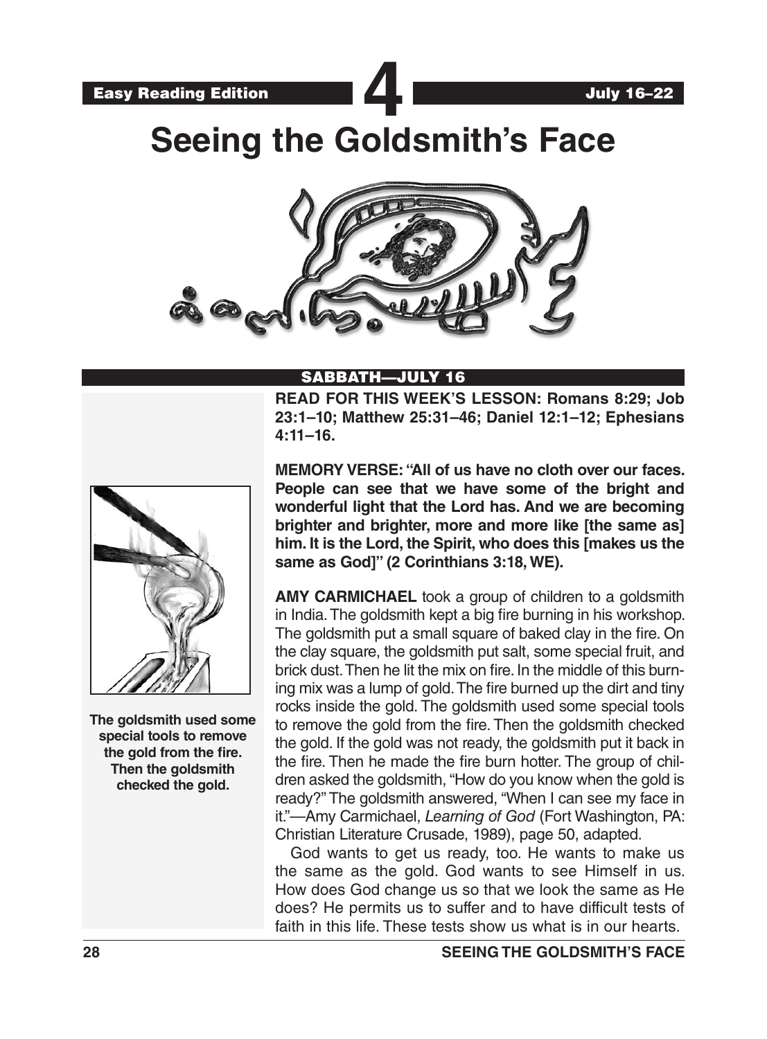Easy Reading Edition

# 4

July 16–22

# Seeing the Goldsmith's Face

## SABBATH—JULY 16

**READ FOR THIS WEEK'S LESSON: Romans 8:29; Job 23:1–10; Matthew 25:31–46; Daniel 12:1–12; Ephesians 4:11–16.**

**MEMORY VERSE: "All of us have no cloth over our faces. People can see that we have some of the bright and wonderful light that the Lord has. And we are becoming brighter and brighter, more and more like [the same as] him. It is the Lord, the Spirit, who does this [makes us the same as God]" (2 Corinthians 3:18, WE).**

**AMY CARMICHAEL** took a group of children to a goldsmith in India. The goldsmith kept a big fire burning in his workshop. The goldsmith put a small square of baked clay in the fire. On the clay square, the goldsmith put salt, some special fruit, and brick dust. Then he lit the mix on fire. In the middle of this burning mix was a lump of gold. The fire burned up the dirt and tiny rocks inside the gold. The goldsmith used some special tools to remove the gold from the fire. Then the goldsmith checked the gold. If the gold was not ready, the goldsmith put it back in the fire. Then he made the fire burn hotter. The group of children asked the goldsmith, "How do you know when the gold is ready?" The goldsmith answered, "When I can see my face in it."—Amy Carmichael, *Learning of God* (Fort Washington, PA: Christian Literature Crusade, 1989), page 50, adapted.

God wants to get us ready, too. He wants to make us the same as the gold. God wants to see Himself in us. How does God change us so that we look the same as He does? He permits us to suffer and to have difficult tests of faith in this life. These tests show us what is in our hearts.

**The goldsmith used some special tools to remove the gold from the fire. Then the goldsmith checked the gold.**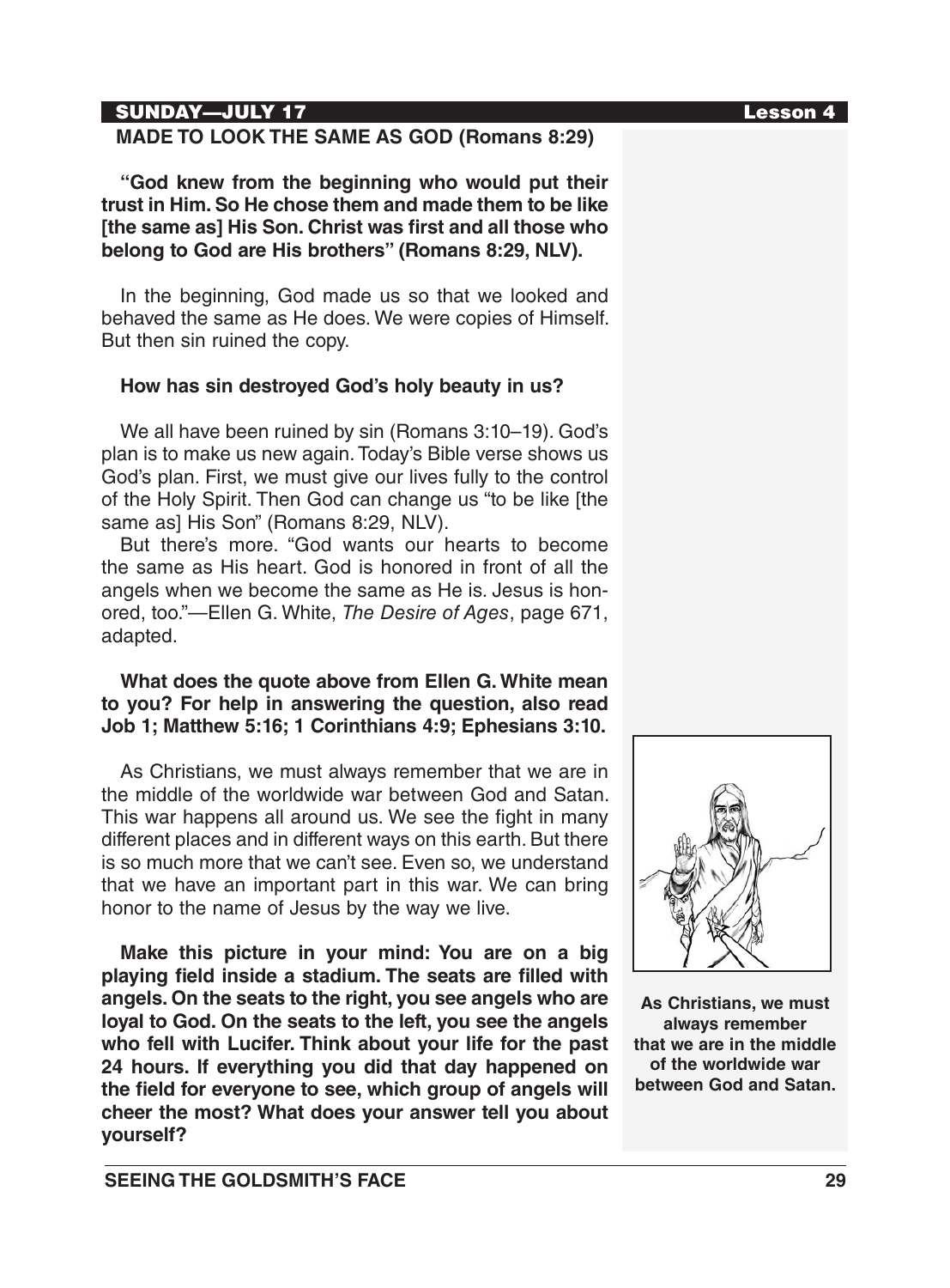## SUNDAY—JULY 17

### MADE TO LOOK THE SAME AS GOD (Romans 8:29)

**"God knew from the beginning who would put their trust in Him. So He chose them and made them to be like [the same as] His Son. Christ was first and all those who belong to God are His brothers" (Romans 8:29, NLV).**

In the beginning, God made us so that we looked and behaved the same as He does. We were copies of Himself. But then sin ruined the copy.

**How has sin destroyed God's holy beauty in us?**

We all have been ruined by sin (Romans 3:10–19). God's plan is to make us new again. Today's Bible verse shows us God's plan. First, we must give our lives fully to the control of the Holy Spirit. Then God can change us "to be like [the same as] His Son" (Romans 8:29, NLV).

But there's more. "God wants our hearts to become the same as His heart. God is honored in front of all the angels when we become the same as He is. Jesus is honored, too."—Ellen G. White, *The Desire of Ages*, page 671, adapted.

**What does the quote above from Ellen G. White mean to you? For help in answering the question, also read Job 1; Matthew 5:16; 1 Corinthians 4:9; Ephesians 3:10.**

As Christians, we must always remember that we are in the middle of the worldwide war between God and Satan. This war happens all around us. We see the fight in many different places and in different ways on this earth. But there is so much more that we can't see. Even so, we understand that we have an important part in this war. We can bring honor to the name of Jesus by the way we live.

**Make this picture in your mind: You are on a big playing field inside a stadium. The seats are filled with angels. On the seats to the right, you see angels who are loyal to God. On the seats to the left, you see the angels who fell with Lucifer. Think about your life for the past 24 hours. If everything you did that day happened on the field for everyone to see, which group of angels will cheer the most? What does your answer tell you about yourself?**

**As Christians, we must always remember that we are in the middle of the worldwide war between God and Satan.**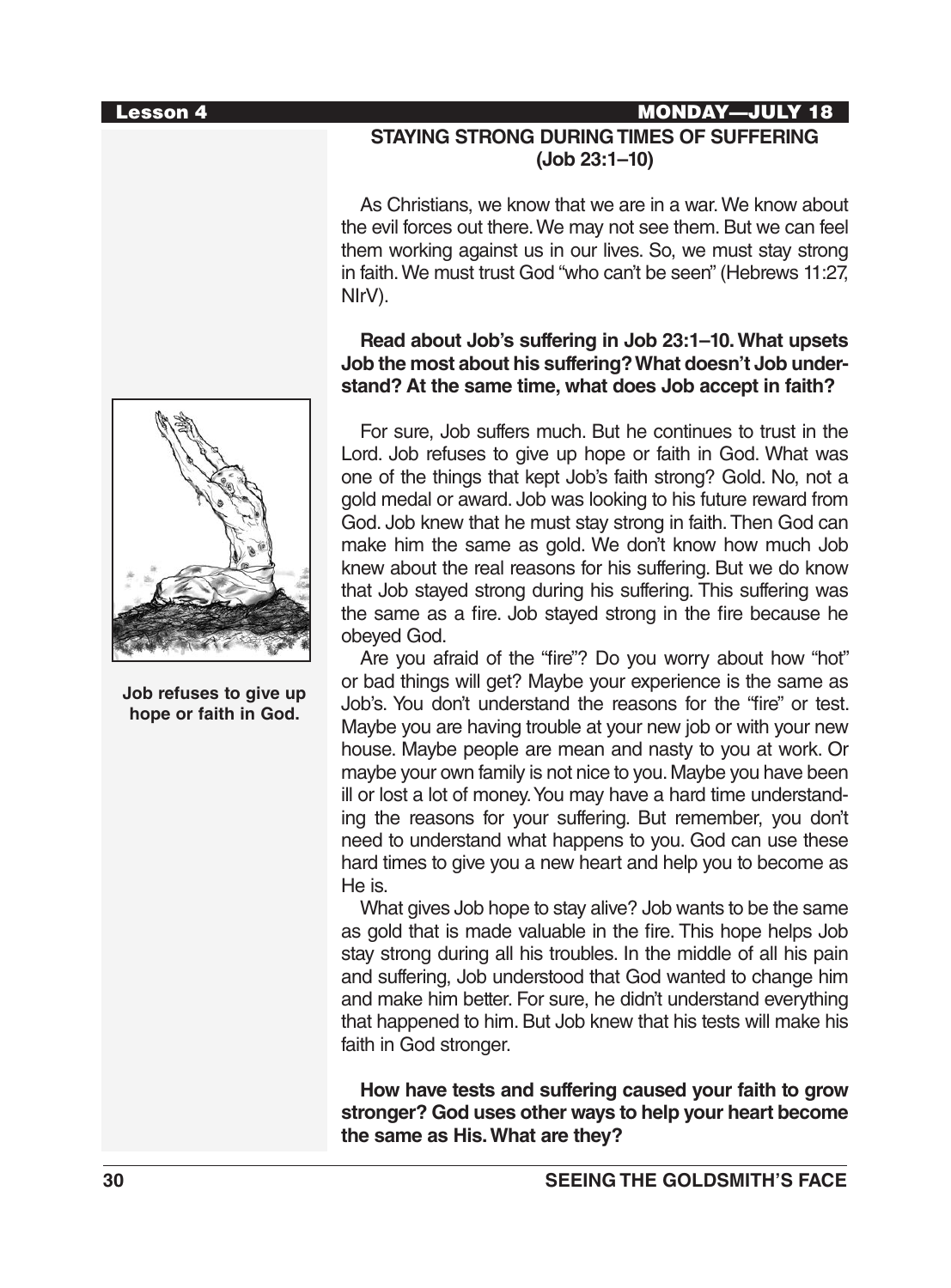Lesson 4 MONDAY—JULY 18

## STAYING STRONG DURING TIMES OF SUFFERING (Job 23:1–10)

As Christians, we know that we are in a war. We know about the evil forces out there. We may not see them. But we can feel them working against us in our lives. So, we must stay strong in faith. We must trust God "who can't be seen" (Hebrews 11:27, NIrV).

**Read about Job's suffering in Job 23:1–10. What upsets Job the most about his suffering? What doesn't Job understand? At the same time, what does Job accept in faith?**

For sure, Job suffers much. But he continues to trust in the Lord. Job refuses to give up hope or faith in God. What was one of the things that kept Job's faith strong? Gold. No, not a gold medal or award. Job was looking to his future reward from God. Job knew that he must stay strong in faith. Then God can make him the same as gold. We don't know how much Job knew about the real reasons for his suffering. But we do know that Job stayed strong during his suffering. This suffering was the same as a fire. Job stayed strong in the fire because he obeyed God.

**Job refuses to give up hope or faith in God.**

Are you afraid of the "fire"? Do you worry about how "hot" or bad things will get? Maybe your experience is the same as Job's. You don't understand the reasons for the "fire" or test. Maybe you are having trouble at your new job or with your new house. Maybe people are mean and nasty to you at work. Or maybe your own family is not nice to you. Maybe you have been ill or lost a lot of money. You may have a hard time understanding the reasons for your suffering. But remember, you don't need to understand what happens to you. God can use these hard times to give you a new heart and help you to become as He is.

What gives Job hope to stay alive? Job wants to be the same as gold that is made valuable in the fire. This hope helps Job stay strong during all his troubles. In the middle of all his pain and suffering, Job understood that God wanted to change him and make him better. For sure, he didn't understand everything that happened to him. But Job knew that his tests will make his faith in God stronger.

**How have tests and suffering caused your faith to grow stronger? God uses other ways to help your heart become the same as His. What are they?**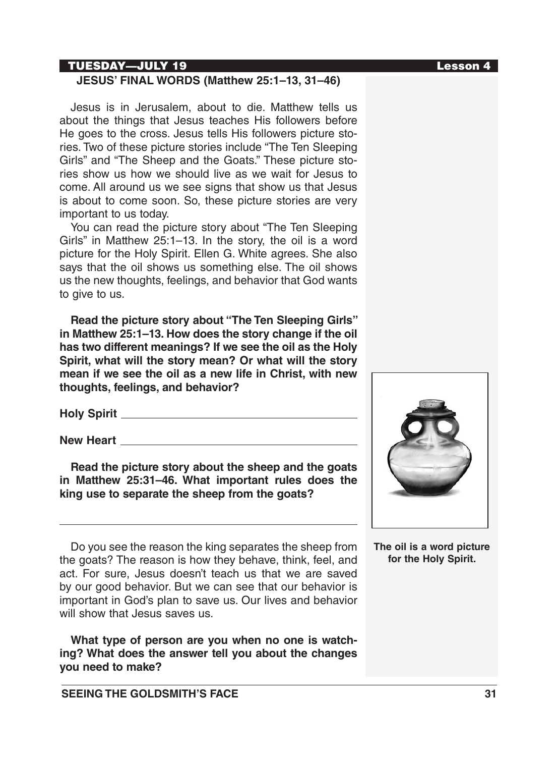**TUESDAY—JULY 19** **Lesson 4**

## JESUS' FINAL WORDS (Matthew 25:1–13, 31–46)

Jesus is in Jerusalem, about to die. Matthew tells us about the things that Jesus teaches His followers before He goes to the cross. Jesus tells His followers picture stories. Two of these picture stories include "The Ten Sleeping Girls" and "The Sheep and the Goats." These picture stories show us how we should live as we wait for Jesus to come. All around us we see signs that show us that Jesus is about to come soon. So, these picture stories are very important to us today.

You can read the picture story about "The Ten Sleeping Girls" in Matthew 25:1–13. In the story, the oil is a word picture for the Holy Spirit. Ellen G. White agrees. She also says that the oil shows us something else. The oil shows us the new thoughts, feelings, and behavior that God wants to give to us.

**Read the picture story about "The Ten Sleeping Girls" in Matthew 25:1–13. How does the story change if the oil has two different meanings? If we see the oil as the Holy Spirit, what will the story mean? Or what will the story mean if we see the oil as a new life in Christ, with new thoughts, feelings, and behavior?**

**Holy Spirit** ________________________________________

**New Heart** ________________________________________

**Read the picture story about the sheep and the goats in Matthew 25:31–46. What important rules does the king use to separate the sheep from the goats?**

________________________________________________________

Do you see the reason the king separates the sheep from the goats? The reason is how they behave, think, feel, and act. For sure, Jesus doesn't teach us that we are saved by our good behavior. But we can see that our behavior is important in God's plan to save us. Our lives and behavior will show that Jesus saves us.

**What type of person are you when no one is watching? What does the answer tell you about the changes you need to make?**

**The oil is a word picture for the Holy Spirit.**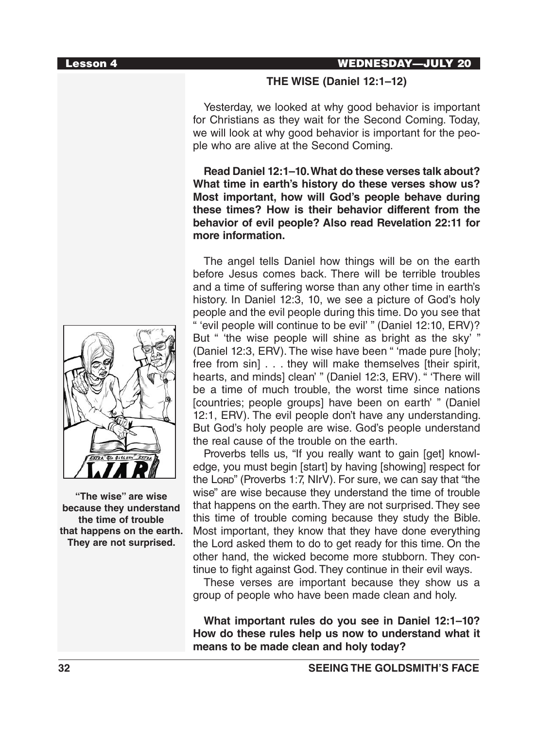**THE WISE (Daniel 12:1–12)**

Yesterday, we looked at why good behavior is important for Christians as they wait for the Second Coming. Today, we will look at why good behavior is important for the people who are alive at the Second Coming.

**Read Daniel 12:1–10. What do these verses talk about? What time in earth's history do these verses show us? Most important, how will God's people behave during these times? How is their behavior different from the behavior of evil people? Also read Revelation 22:11 for more information.**

The angel tells Daniel how things will be on the earth before Jesus comes back. There will be terrible troubles and a time of suffering worse than any other time in earth's history. In Daniel 12:3, 10, we see a picture of God's holy people and the evil people during this time. Do you see that " 'evil people will continue to be evil' " (Daniel 12:10, ERV)? But " 'the wise people will shine as bright as the sky' " (Daniel 12:3, ERV). The wise have been " 'made pure [holy; free from sin] . . . they will make themselves [their spirit, hearts, and minds] clean' " (Daniel 12:3, ERV). " 'There will be a time of much trouble, the worst time since nations [countries; people groups] have been on earth' " (Daniel 12:1, ERV). The evil people don't have any understanding. But God's holy people are wise. God's people understand the real cause of the trouble on the earth.

Proverbs tells us, "If you really want to gain [get] knowledge, you must begin [start] by having [showing] respect for the LORD" (Proverbs 1:7, NIrV). For sure, we can say that "the wise" are wise because they understand the time of trouble that happens on the earth. They are not surprised. They see this time of trouble coming because they study the Bible. Most important, they know that they have done everything the Lord asked them to do to get ready for this time. On the other hand, the wicked become more stubborn. They continue to fight against God. They continue in their evil ways.

These verses are important because they show us a group of people who have been made clean and holy.

**"The wise" are wise because they understand the time of trouble that happens on the earth. They are not surprised.**

**What important rules do you see in Daniel 12:1–10? How do these rules help us now to understand what it means to be made clean and holy today?**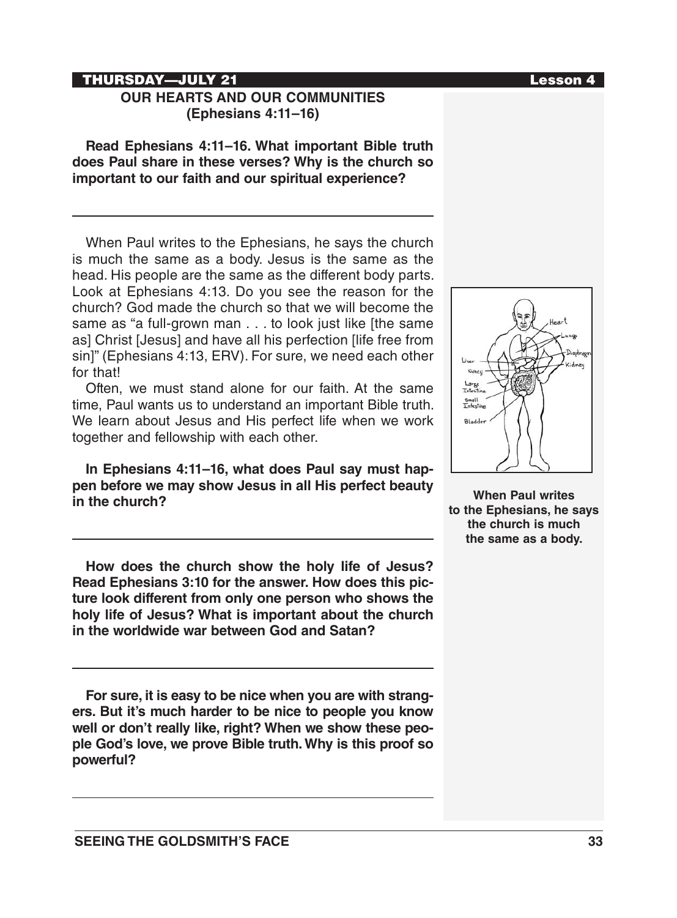## THURSDAY—JULY 21

### OUR HEARTS AND OUR COMMUNITIES (Ephesians 4:11–16)

**Read Ephesians 4:11–16. What important Bible truth does Paul share in these verses? Why is the church so important to our faith and our spiritual experience?**

---

When Paul writes to the Ephesians, he says the church is much the same as a body. Jesus is the same as the head. His people are the same as the different body parts. Look at Ephesians 4:13. Do you see the reason for the church? God made the church so that we will become the same as "a full-grown man . . . to look just like [the same as] Christ [Jesus] and have all his perfection [life free from sin]" (Ephesians 4:13, ERV). For sure, we need each other for that!

Often, we must stand alone for our faith. At the same time, Paul wants us to understand an important Bible truth. We learn about Jesus and His perfect life when we work together and fellowship with each other.

**In Ephesians 4:11–16, what does Paul say must happen before we may show Jesus in all His perfect beauty in the church?**

---

**How does the church show the holy life of Jesus? Read Ephesians 3:10 for the answer. How does this picture look different from only one person who shows the holy life of Jesus? What is important about the church in the worldwide war between God and Satan?**

---

**For sure, it is easy to be nice when you are with strangers. But it's much harder to be nice to people you know well or don't really like, right? When we show these people God's love, we prove Bible truth. Why is this proof so powerful?**

---

**When Paul writes to the Ephesians, he says the church is much the same as a body.**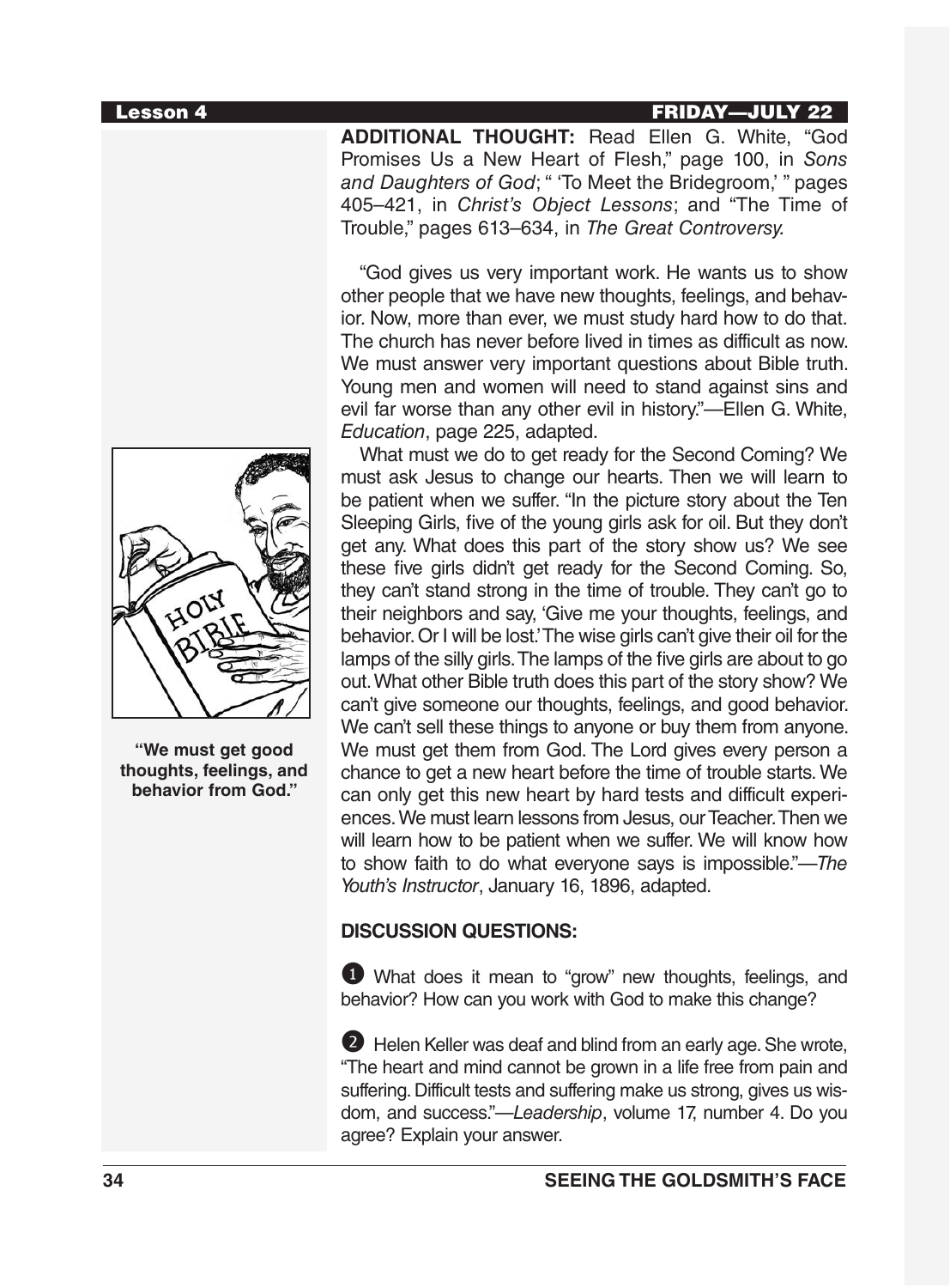**ADDITIONAL THOUGHT:** Read Ellen G. White, "God Promises Us a New Heart of Flesh," page 100, in *Sons and Daughters of God*; " 'To Meet the Bridegroom,' " pages 405–421, in *Christ's Object Lessons*; and "The Time of Trouble," pages 613–634, in *The Great Controversy.*

"God gives us very important work. He wants us to show other people that we have new thoughts, feelings, and behavior. Now, more than ever, we must study hard how to do that. The church has never before lived in times as difficult as now. We must answer very important questions about Bible truth. Young men and women will need to stand against sins and evil far worse than any other evil in history."—Ellen G. White, *Education*, page 225, adapted.

What must we do to get ready for the Second Coming? We must ask Jesus to change our hearts. Then we will learn to be patient when we suffer. "In the picture story about the Ten Sleeping Girls, five of the young girls ask for oil. But they don't get any. What does this part of the story show us? We see these five girls didn't get ready for the Second Coming. So, they can't stand strong in the time of trouble. They can't go to their neighbors and say, 'Give me your thoughts, feelings, and behavior. Or I will be lost.' The wise girls can't give their oil for the lamps of the silly girls. The lamps of the five girls are about to go out. What other Bible truth does this part of the story show? We can't give someone our thoughts, feelings, and good behavior. We can't sell these things to anyone or buy them from anyone. We must get them from God. The Lord gives every person a chance to get a new heart before the time of trouble starts. We can only get this new heart by hard tests and difficult experiences. We must learn lessons from Jesus, our Teacher. Then we will learn how to be patient when we suffer. We will know how to show faith to do what everyone says is impossible."—*The Youth's Instructor*, January 16, 1896, adapted.

**"We must get good thoughts, feelings, and behavior from God."**

**DISCUSSION QUESTIONS:**

1. What does it mean to "grow" new thoughts, feelings, and behavior? How can you work with God to make this change?

2. Helen Keller was deaf and blind from an early age. She wrote, "The heart and mind cannot be grown in a life free from pain and suffering. Difficult tests and suffering make us strong, gives us wisdom, and success."—*Leadership*, volume 17, number 4. Do you agree? Explain your answer.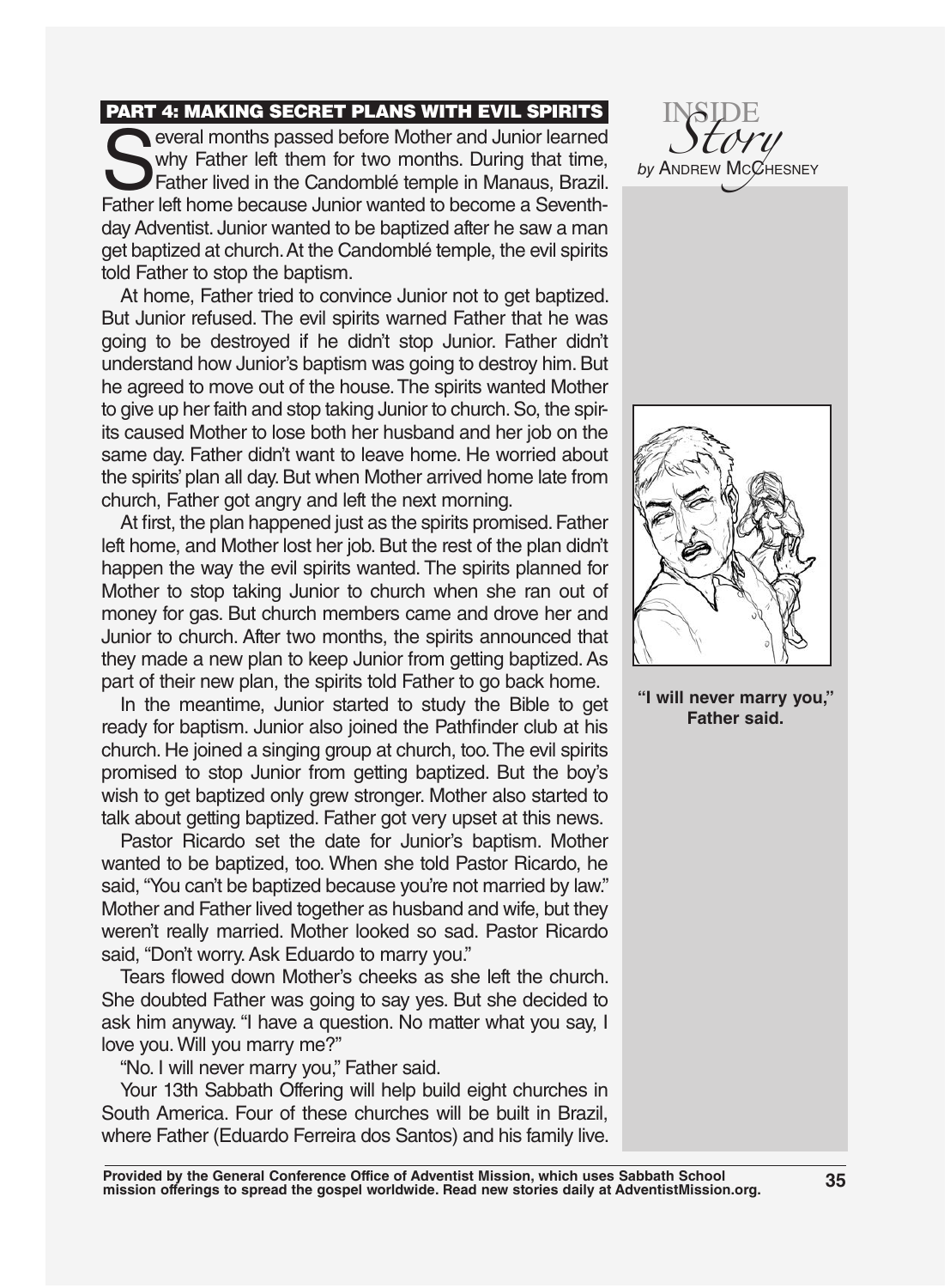## PART 4: MAKING SECRET PLANS WITH EVIL SPIRITS

INSIDE *Story*
by ANDREW MCCHESNEY

Several months passed before Mother and Junior learned why Father left them for two months. During that time, Father lived in the Candomblé temple in Manaus, Brazil. Father left home because Junior wanted to become a Seventh-day Adventist. Junior wanted to be baptized after he saw a man get baptized at church. At the Candomblé temple, the evil spirits told Father to stop the baptism.

At home, Father tried to convince Junior not to get baptized. But Junior refused. The evil spirits warned Father that he was going to be destroyed if he didn't stop Junior. Father didn't understand how Junior's baptism was going to destroy him. But he agreed to move out of the house. The spirits wanted Mother to give up her faith and stop taking Junior to church. So, the spirits caused Mother to lose both her husband and her job on the same day. Father didn't want to leave home. He worried about the spirits' plan all day. But when Mother arrived home late from church, Father got angry and left the next morning.

At first, the plan happened just as the spirits promised. Father left home, and Mother lost her job. But the rest of the plan didn't happen the way the evil spirits wanted. The spirits planned for Mother to stop taking Junior to church when she ran out of money for gas. But church members came and drove her and Junior to church. After two months, the spirits announced that they made a new plan to keep Junior from getting baptized. As part of their new plan, the spirits told Father to go back home.

In the meantime, Junior started to study the Bible to get ready for baptism. Junior also joined the Pathfinder club at his church. He joined a singing group at church, too. The evil spirits promised to stop Junior from getting baptized. But the boy's wish to get baptized only grew stronger. Mother also started to talk about getting baptized. Father got very upset at this news.

Pastor Ricardo set the date for Junior's baptism. Mother wanted to be baptized, too. When she told Pastor Ricardo, he said, "You can't be baptized because you're not married by law." Mother and Father lived together as husband and wife, but they weren't really married. Mother looked so sad. Pastor Ricardo said, "Don't worry. Ask Eduardo to marry you."

Tears flowed down Mother's cheeks as she left the church. She doubted Father was going to say yes. But she decided to ask him anyway. "I have a question. No matter what you say, I love you. Will you marry me?"

"No. I will never marry you," Father said.

Your 13th Sabbath Offering will help build eight churches in South America. Four of these churches will be built in Brazil, where Father (Eduardo Ferreira dos Santos) and his family live.

**"I will never marry you," Father said.**

**Provided by the General Conference Office of Adventist Mission, which uses Sabbath School mission offerings to spread the gospel worldwide. Read new stories daily at AdventistMission.org.**